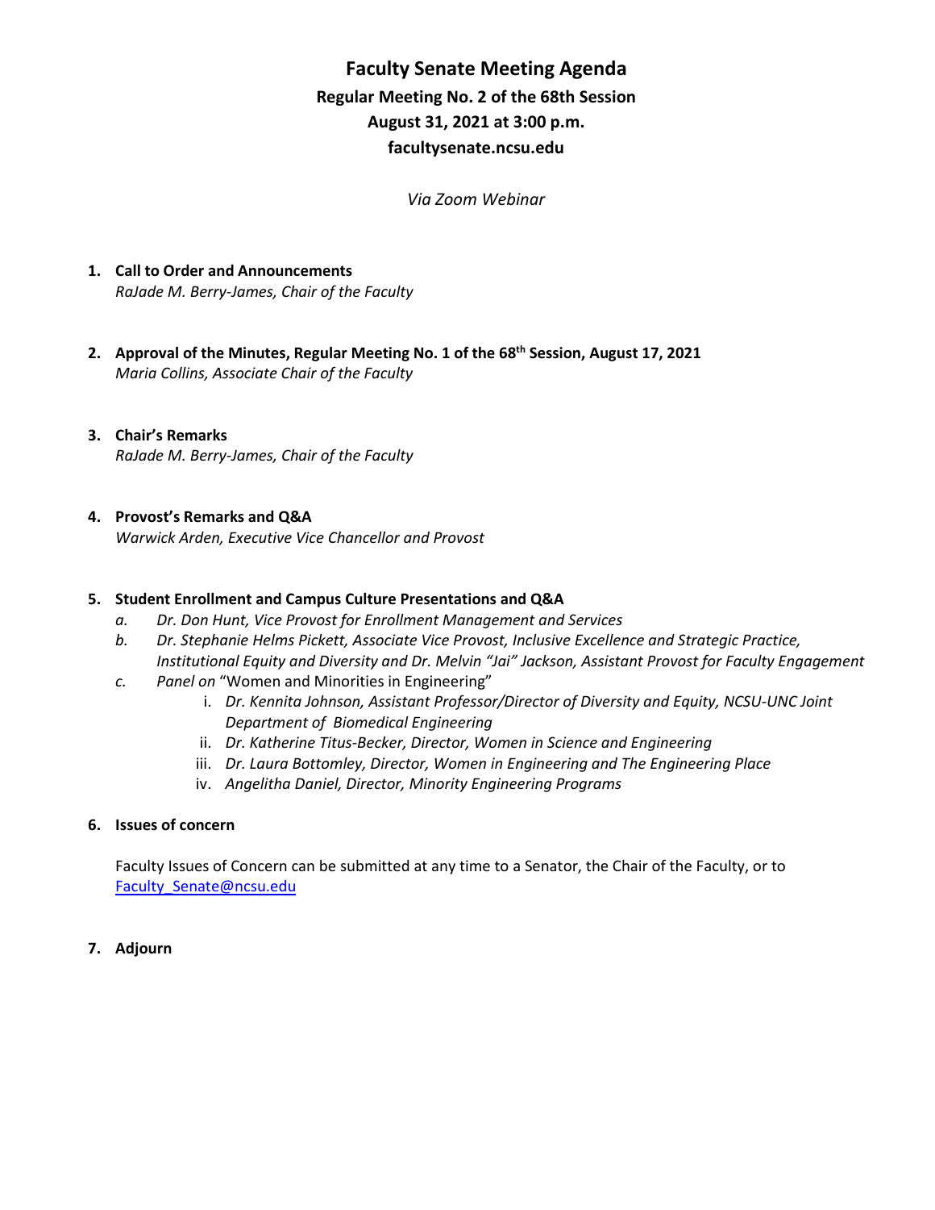# Faculty Senate Meeting Agenda

## Regular Meeting No. 2 of the 68th Session

## August 31, 2021 at 3:00 p.m.

## facultysenate.ncsu.edu

*Via Zoom Webinar*

1. **Call to Order and Announcements**
   *RaJade M. Berry-James, Chair of the Faculty*

2. **Approval of the Minutes, Regular Meeting No. 1 of the 68th Session, August 17, 2021**
   *Maria Collins, Associate Chair of the Faculty*

3. **Chair's Remarks**
   *RaJade M. Berry-James, Chair of the Faculty*

4. **Provost's Remarks and Q&A**
   *Warwick Arden, Executive Vice Chancellor and Provost*

5. **Student Enrollment and Campus Culture Presentations and Q&A**
   - *a.* *Dr. Don Hunt, Vice Provost for Enrollment Management and Services*
   - *b.* *Dr. Stephanie Helms Pickett, Associate Vice Provost, Inclusive Excellence and Strategic Practice, Institutional Equity and Diversity and Dr. Melvin "Jai" Jackson, Assistant Provost for Faculty Engagement*
   - *c.* *Panel on* "Women and Minorities in Engineering"
     - i. *Dr. Kennita Johnson, Assistant Professor/Director of Diversity and Equity, NCSU-UNC Joint Department of Biomedical Engineering*
     - ii. *Dr. Katherine Titus-Becker, Director, Women in Science and Engineering*
     - iii. *Dr. Laura Bottomley, Director, Women in Engineering and The Engineering Place*
     - iv. *Angelitha Daniel, Director, Minority Engineering Programs*

6. **Issues of concern**

   Faculty Issues of Concern can be submitted at any time to a Senator, the Chair of the Faculty, or to Faculty_Senate@ncsu.edu

7. **Adjourn**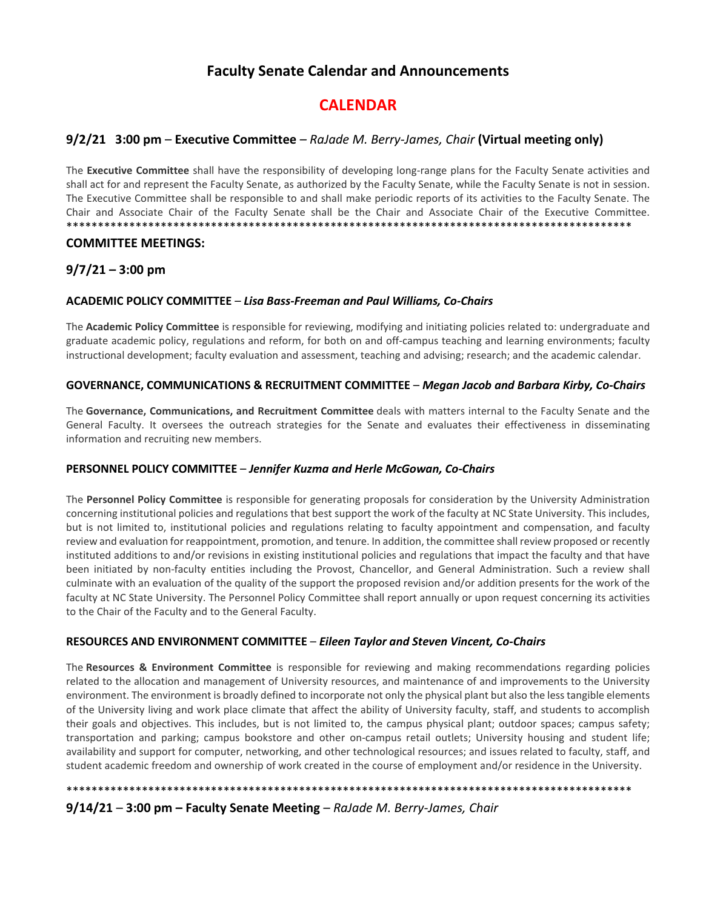# Faculty Senate Calendar and Announcements

## CALENDAR

### 9/2/21 3:00 pm – Executive Committee – *RaJade M. Berry-James, Chair* (Virtual meeting only)

The **Executive Committee** shall have the responsibility of developing long-range plans for the Faculty Senate activities and shall act for and represent the Faculty Senate, as authorized by the Faculty Senate, while the Faculty Senate is not in session. The Executive Committee shall be responsible to and shall make periodic reports of its activities to the Faculty Senate. The Chair and Associate Chair of the Faculty Senate shall be the Chair and Associate Chair of the Executive Committee.

*****************************************************************************************

### COMMITTEE MEETINGS:

### 9/7/21 – 3:00 pm

**ACADEMIC POLICY COMMITTEE** – ***Lisa Bass-Freeman and Paul Williams, Co-Chairs***

The **Academic Policy Committee** is responsible for reviewing, modifying and initiating policies related to: undergraduate and graduate academic policy, regulations and reform, for both on and off-campus teaching and learning environments; faculty instructional development; faculty evaluation and assessment, teaching and advising; research; and the academic calendar.

**GOVERNANCE, COMMUNICATIONS & RECRUITMENT COMMITTEE** – ***Megan Jacob and Barbara Kirby, Co-Chairs***

The **Governance, Communications, and Recruitment Committee** deals with matters internal to the Faculty Senate and the General Faculty. It oversees the outreach strategies for the Senate and evaluates their effectiveness in disseminating information and recruiting new members.

**PERSONNEL POLICY COMMITTEE** – ***Jennifer Kuzma and Herle McGowan, Co-Chairs***

The **Personnel Policy Committee** is responsible for generating proposals for consideration by the University Administration concerning institutional policies and regulations that best support the work of the faculty at NC State University. This includes, but is not limited to, institutional policies and regulations relating to faculty appointment and compensation, and faculty review and evaluation for reappointment, promotion, and tenure. In addition, the committee shall review proposed or recently instituted additions to and/or revisions in existing institutional policies and regulations that impact the faculty and that have been initiated by non-faculty entities including the Provost, Chancellor, and General Administration. Such a review shall culminate with an evaluation of the quality of the support the proposed revision and/or addition presents for the work of the faculty at NC State University. The Personnel Policy Committee shall report annually or upon request concerning its activities to the Chair of the Faculty and to the General Faculty.

**RESOURCES AND ENVIRONMENT COMMITTEE** – ***Eileen Taylor and Steven Vincent, Co-Chairs***

The **Resources & Environment Committee** is responsible for reviewing and making recommendations regarding policies related to the allocation and management of University resources, and maintenance of and improvements to the University environment. The environment is broadly defined to incorporate not only the physical plant but also the less tangible elements of the University living and work place climate that affect the ability of University faculty, staff, and students to accomplish their goals and objectives. This includes, but is not limited to, the campus physical plant; outdoor spaces; campus safety; transportation and parking; campus bookstore and other on-campus retail outlets; University housing and student life; availability and support for computer, networking, and other technological resources; and issues related to faculty, staff, and student academic freedom and ownership of work created in the course of employment and/or residence in the University.

*****************************************************************************************

### 9/14/21 – 3:00 pm – Faculty Senate Meeting – *RaJade M. Berry-James, Chair*